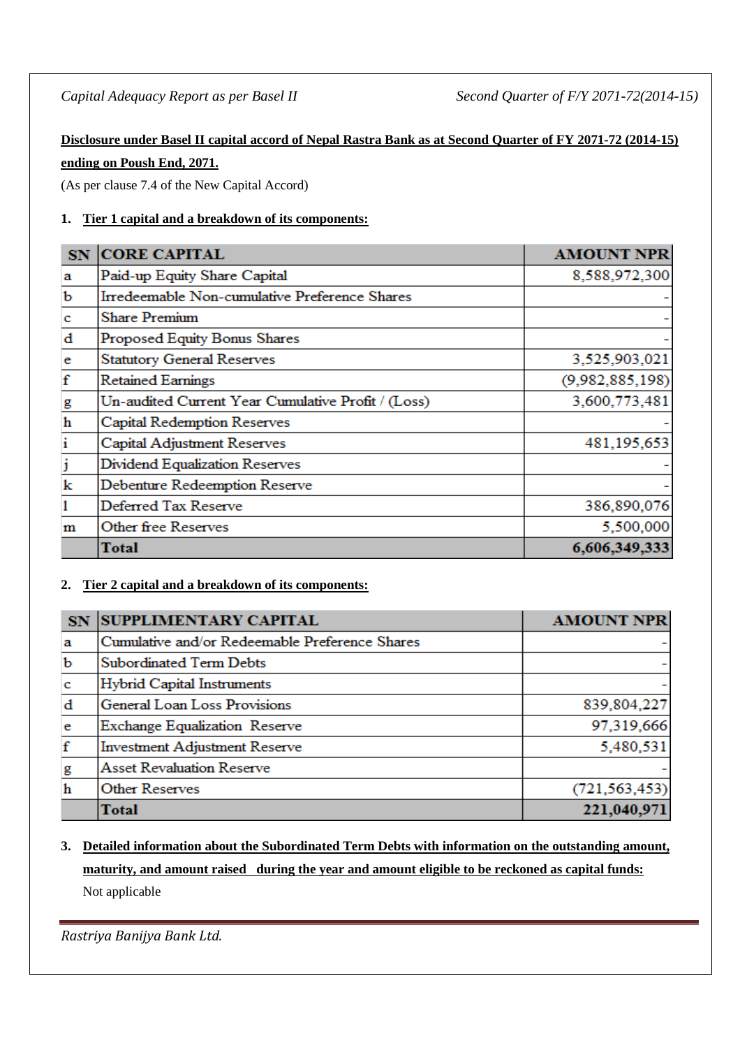**Disclosure under Basel II capital accord of Nepal Rastra Bank as at Second Quarter of FY 2071-72 (2014-15) ending on Poush End, 2071.**

(As per clause 7.4 of the New Capital Accord)

1. **Tier 1 capital and a breakdown of its components:**

| SN | CORE CAPITAL | AMOUNT NPR |
|---|---|---|
| a | Paid-up Equity Share Capital | 8,588,972,300 |
| b | Irredeemable Non-cumulative Preference Shares | - |
| c | Share Premium | - |
| d | Proposed Equity Bonus Shares | - |
| e | Statutory General Reserves | 3,525,903,021 |
| f | Retained Earnings | (9,982,885,198) |
| g | Un-audited Current Year Cumulative Profit / (Loss) | 3,600,773,481 |
| h | Capital Redemption Reserves | - |
| i | Capital Adjustment Reserves | 481,195,653 |
| j | Dividend Equalization Reserves | - |
| k | Debenture Redeemption Reserve | - |
| l | Deferred Tax Reserve | 386,890,076 |
| m | Other free Reserves | 5,500,000 |
| | **Total** | **6,606,349,333** |

2. **Tier 2 capital and a breakdown of its components:**

| SN | SUPPLIMENTARY CAPITAL | AMOUNT NPR |
|---|---|---|
| a | Cumulative and/or Redeemable Preference Shares | - |
| b | Subordinated Term Debts | - |
| c | Hybrid Capital Instruments | - |
| d | General Loan Loss Provisions | 839,804,227 |
| e | Exchange Equalization Reserve | 97,319,666 |
| f | Investment Adjustment Reserve | 5,480,531 |
| g | Asset Revaluation Reserve | - |
| h | Other Reserves | (721,563,453) |
| | **Total** | **221,040,971** |

3. **Detailed information about the Subordinated Term Debts with information on the outstanding amount, maturity, and amount raised during the year and amount eligible to be reckoned as capital funds:**

   Not applicable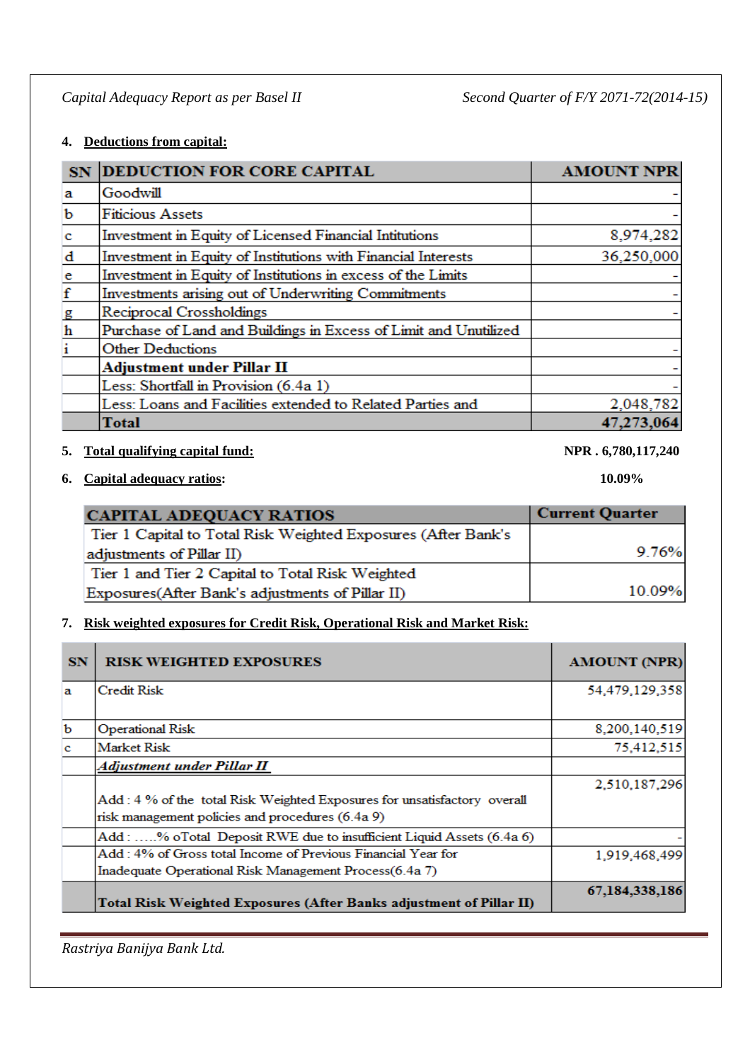4. **Deductions from capital:**

| SN | DEDUCTION FOR CORE CAPITAL | AMOUNT NPR |
|---|---|---|
| a | Goodwill | - |
| b | Fiticious Assets | - |
| c | Investment in Equity of Licensed Financial Intitutions | 8,974,282 |
| d | Investment in Equity of Institutions with Financial Interests | 36,250,000 |
| e | Investment in Equity of Institutions in excess of the Limits | - |
| f | Investments arising out of Underwriting Commitments | - |
| g | Reciprocal Crossholdings | - |
| h | Purchase of Land and Buildings in Excess of Limit and Unutilized | |
| i | Other Deductions | - |
| | **Adjustment under Pillar II** | - |
| | Less: Shortfall in Provision (6.4a 1) | - |
| | Less: Loans and Facilities extended to Related Parties and | 2,048,782 |
| | **Total** | **47,273,064** |

5. **Total qualifying capital fund:** **NPR . 6,780,117,240**

6. **Capital adequacy ratios:** **10.09%**

| CAPITAL ADEQUACY RATIOS | Current Quarter |
|---|---|
| Tier 1 Capital to Total Risk Weighted Exposures (After Bank's adjustments of Pillar II) | 9.76% |
| Tier 1 and Tier 2 Capital to Total Risk Weighted Exposures(After Bank's adjustments of Pillar II) | 10.09% |

7. **Risk weighted exposures for Credit Risk, Operational Risk and Market Risk:**

| SN | RISK WEIGHTED EXPOSURES | AMOUNT (NPR) |
|---|---|---|
| a | Credit Risk | 54,479,129,358 |
| b | Operational Risk | 8,200,140,519 |
| c | Market Risk | 75,412,515 |
| | ***Adjustment under Pillar II*** | |
| | Add : 4 % of the total Risk Weighted Exposures for unsatisfactory overall risk management policies and procedures (6.4a 9) | 2,510,187,296 |
| | Add : .....% oTotal Deposit RWE due to insufficient Liquid Assets (6.4a 6) | - |
| | Add : 4% of Gross total Income of Previous Financial Year for Inadequate Operational Risk Management Process(6.4a 7) | 1,919,468,499 |
| | **Total Risk Weighted Exposures (After Banks adjustment of Pillar II)** | **67,184,338,186** |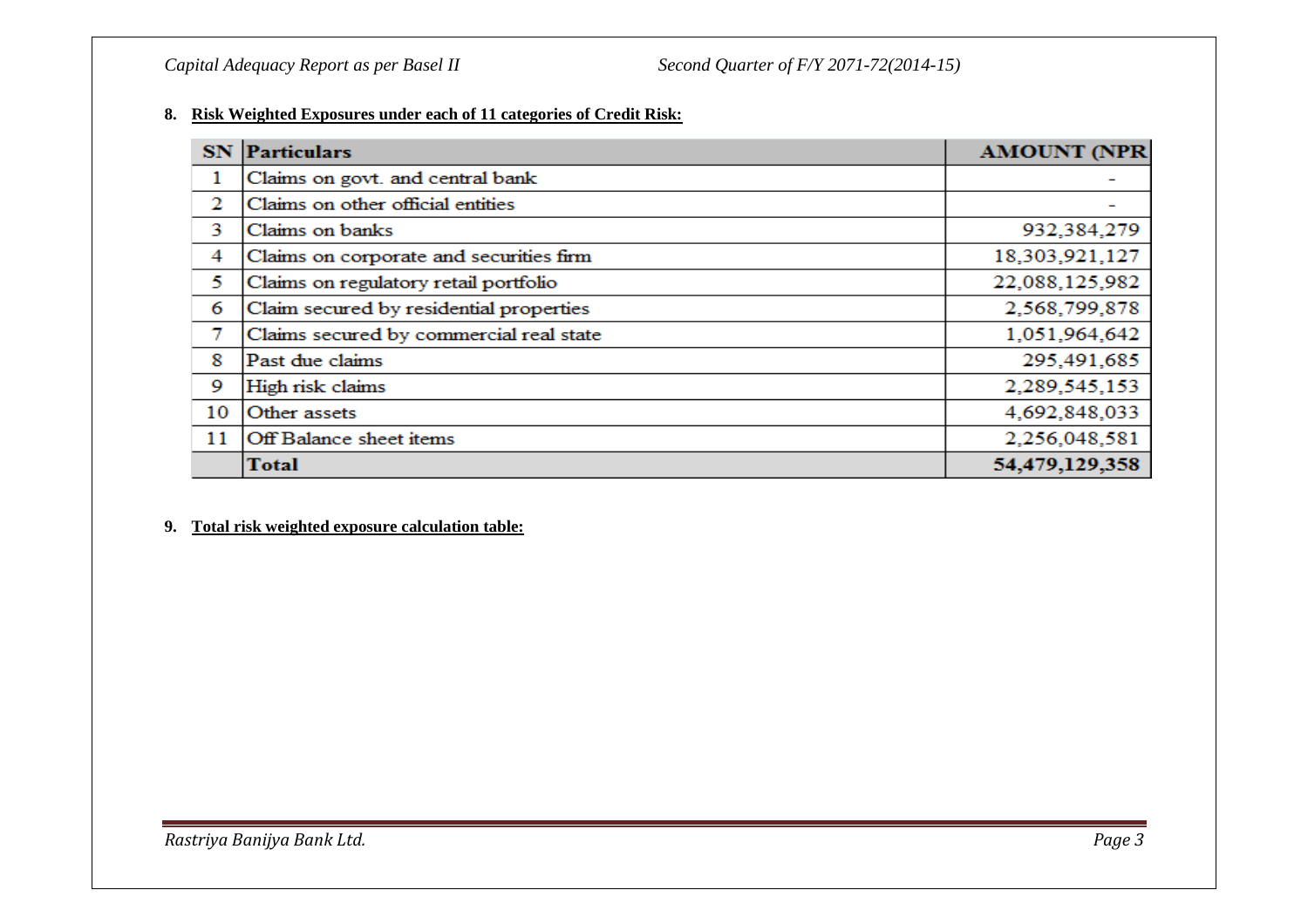**8. Risk Weighted Exposures under each of 11 categories of Credit Risk:**

| SN | Particulars | AMOUNT (NPR |
|---|---|---|
| 1 | Claims on govt. and central bank | - |
| 2 | Claims on other official entities | - |
| 3 | Claims on banks | 932,384,279 |
| 4 | Claims on corporate and securities firm | 18,303,921,127 |
| 5 | Claims on regulatory retail portfolio | 22,088,125,982 |
| 6 | Claim secured by residential properties | 2,568,799,878 |
| 7 | Claims secured by commercial real state | 1,051,964,642 |
| 8 | Past due claims | 295,491,685 |
| 9 | High risk claims | 2,289,545,153 |
| 10 | Other assets | 4,692,848,033 |
| 11 | Off Balance sheet items | 2,256,048,581 |
| | **Total** | **54,479,129,358** |

**9. Total risk weighted exposure calculation table:**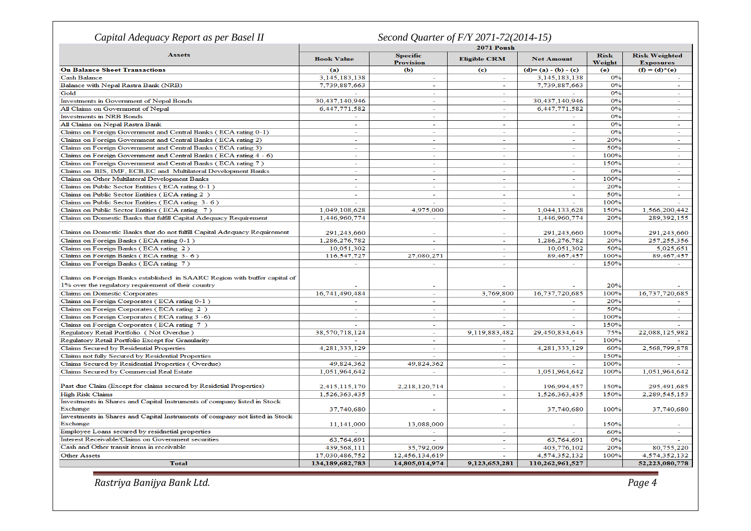## Capital Adequacy Report as per Basel II

## Second Quarter of F/Y 2071-72(2014-15)

| Assets | 2071 Poush | | | | | |
|---|---|---|---|---|---|---|
| | Book Value | Specific Provision | Eligible CRM | Net Amount | Risk Weight | Risk Weighted Exposures |
| **On Balance Sheet Transactions** | (a) | (b) | (c) | (d)= (a) - (b) - (c) | (e) | (f) = (d)*(e) |
| Cash Balance | 3,145,183,138 | - | - | 3,145,183,138 | 0% | - |
| Balance with Nepal Rastra Bank (NRB) | 7,739,887,663 | - | - | 7,739,887,663 | 0% | - |
| Gold | - | - | - | - | 0% | - |
| Investments in Government of Nepal Bonds | 30,437,140,946 | - | - | 30,437,140,946 | 0% | - |
| All Claims on Government of Nepal | 6,447,771,582 | - | - | 6,447,771,582 | 0% | - |
| Investments in NRB Bonds | - | - | - | - | 0% | - |
| All Claims on Nepal Rastra Bank | - | - | - | - | 0% | - |
| Claims on Foreign Government and Central Banks ( ECA rating 0-1) | - | - | - | - | 0% | - |
| Claims on Foreign Government and Central Banks ( ECA rating 2) | - | - | - | - | 20% | - |
| Claims on Foreign Government and Central Banks ( ECA rating 3) | - | - | - | - | 50% | - |
| Claims on Foreign Government and Central Banks ( ECA rating 4 - 6) | - | - | - | - | 100% | - |
| Claims on Foreign Government and Central Banks ( ECA rating 7 ) | - | - | - | - | 150% | - |
| Claims on BIS, IMF, ECB,EC and Multilateral Development Banks | - | - | - | - | 0% | - |
| Claims on Other Multilateral Development Banks | - | - | - | - | 100% | - |
| Claims on Public Sector Entities ( ECA rating 0-1 ) | - | - | - | - | 20% | - |
| Claims on Public Sector Entities ( ECA rating 2 ) | - | - | - | - | 50% | - |
| Claims on Public Sector Entities ( ECA rating 3- 6 ) | - | - | - | - | 100% | - |
| Claims on Public Sector Entities ( ECA rating 7 ) | 1,049,108,628 | 4,975,000 | - | 1,044,133,628 | 150% | 1,566,200,442 |
| Claims on Domestic Banks that fulfill Capital Adequacy Requirement | 1,446,960,774 | - | - | 1,446,960,774 | 20% | 289,392,155 |
| Claims on Domestic Banks that do not fulfill Capital Adequacy Requirement | 291,243,660 | - | - | 291,243,660 | 100% | 291,243,660 |
| Claims on Foreign Banks ( ECA rating 0-1 ) | 1,286,276,782 | - | - | 1,286,276,782 | 20% | 257,255,356 |
| Claims on Foreign Banks ( ECA rating 2 ) | 10,051,302 | - | - | 10,051,302 | 50% | 5,025,651 |
| Claims on Foreign Banks ( ECA rating 3- 6 ) | 116,547,727 | 27,080,271 | - | 89,467,457 | 100% | 89,467,457 |
| Claims on Foreign Banks ( ECA rating 7 ) | - | - | - | - | 150% | - |
| Claims on Foreign Banks established in SAARC Region with buffer capital of 1% over the regulatory requirement of their country | - | - | - | - | 20% | - |
| Claims on Domestic Corporates | 16,741,490,484 | - | 3,769,800 | 16,737,720,685 | 100% | 16,737,720,685 |
| Claims on Foreign Corporates ( ECA rating 0-1 ) | - | - | - | - | 20% | - |
| Claims on Foreign Corporates ( ECA rating 2 ) | - | - | - | - | 50% | - |
| Claims on Foreign Corporates ( ECA rating 3 -6) | - | - | - | - | 100% | - |
| Claims on Foreign Corporates ( ECA rating 7 ) | - | - | - | - | 150% | - |
| Regulatory Retail Portfolio ( Not Overdue ) | 38,570,718,124 | - | 9,119,883,482 | 29,450,834,643 | 75% | 22,088,125,982 |
| Regulatory Retail Portfolio Except for Granularity | - | - | - | - | 100% | - |
| Claims Secured by Residential Properties | 4,281,333,129 | - | - | 4,281,333,129 | 60% | 2,568,799,878 |
| Claims not fully Secured by Residential Properties | - | - | - | - | 150% | - |
| Claims Secured by Residential Properties ( Overdue) | 49,824,362 | 49,824,362 | - | - | 100% | - |
| Claims Secured by Commercial Real Estate | 1,051,964,642 | - | - | 1,051,964,642 | 100% | 1,051,964,642 |
| Past due Claim (Except for claims secured by Residetial Properties) | 2,415,115,170 | 2,218,120,714 | - | 196,994,457 | 150% | 295,491,685 |
| High Risk Claims | 1,526,363,435 | - | - | 1,526,363,435 | 150% | 2,289,545,153 |
| Investments in Shares and Capital Instruments of company listed in Stock Exchange | 37,740,680 | - | - | 37,740,680 | 100% | 37,740,680 |
| Investments in Shares and Capital Instruments of company not listed in Stock Exchange | 11,141,000 | 13,088,000 | - | - | 150% | - |
| Employee Loans secured by residnetial properties | - | - | - | - | 60% | - |
| Interest Receivable/Claims on Government securities | 63,764,691 | - | - | 63,764,691 | 0% | - |
| Cash and Other transit items in receivable | 439,568,111 | 35,792,009 | - | 403,776,102 | 20% | 80,755,220 |
| Other Assets | 17,030,486,752 | 12,456,134,619 | - | 4,574,352,132 | 100% | 4,574,352,132 |
| **Total** | **134,189,682,783** | **14,805,014,974** | **9,123,653,281** | **110,262,961,527** | | **52,223,080,778** |

*Rastriya Banijya Bank Ltd.*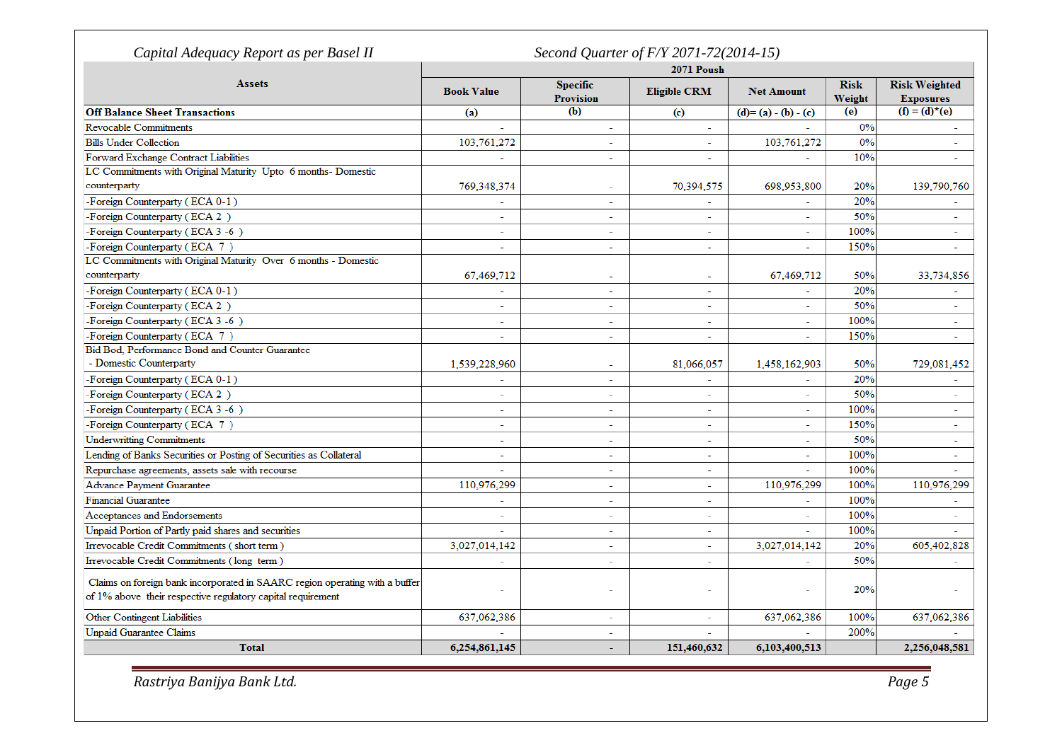*Capital Adequacy Report as per Basel II* — *Second Quarter of F/Y 2071-72(2014-15)*

| Assets | 2071 Poush | | | | | |
|---|---|---|---|---|---|---|
| | Book Value | Specific Provision | Eligible CRM | Net Amount | Risk Weight | Risk Weighted Exposures |
| **Off Balance Sheet Transactions** | (a) | (b) | (c) | (d)= (a) - (b) - (c) | (e) | (f) = (d)*(e) |
| Revocable Commitments | - | - | - | - | 0% | - |
| Bills Under Collection | 103,761,272 | - | - | 103,761,272 | 0% | - |
| Forward Exchange Contract Liabilities | - | - | - | - | 10% | - |
| LC Commitments with Original Maturity Upto 6 months- Domestic counterparty | 769,348,374 | - | 70,394,575 | 698,953,800 | 20% | 139,790,760 |
| -Foreign Counterparty ( ECA 0-1 ) | - | - | - | - | 20% | - |
| -Foreign Counterparty ( ECA 2 ) | - | - | - | - | 50% | - |
| -Foreign Counterparty ( ECA 3 -6 ) | - | - | - | - | 100% | - |
| -Foreign Counterparty ( ECA 7 ) | - | - | - | - | 150% | - |
| LC Commitments with Original Maturity Over 6 months - Domestic counterparty | 67,469,712 | - | - | 67,469,712 | 50% | 33,734,856 |
| -Foreign Counterparty ( ECA 0-1 ) | - | - | - | - | 20% | - |
| -Foreign Counterparty ( ECA 2 ) | - | - | - | - | 50% | - |
| -Foreign Counterparty ( ECA 3 -6 ) | - | - | - | - | 100% | - |
| -Foreign Counterparty ( ECA 7 ) | - | - | - | - | 150% | - |
| Bid Bod, Performance Bond and Counter Guarantee - Domestic Counterparty | 1,539,228,960 | - | 81,066,057 | 1,458,162,903 | 50% | 729,081,452 |
| -Foreign Counterparty ( ECA 0-1 ) | - | - | - | - | 20% | - |
| -Foreign Counterparty ( ECA 2 ) | - | - | - | - | 50% | - |
| -Foreign Counterparty ( ECA 3 -6 ) | - | - | - | - | 100% | - |
| -Foreign Counterparty ( ECA 7 ) | - | - | - | - | 150% | - |
| Underwritting Commitments | - | - | - | - | 50% | - |
| Lending of Banks Securities or Posting of Securities as Collateral | - | - | - | - | 100% | - |
| Repurchase agreements, assets sale with recourse | - | - | - | - | 100% | - |
| Advance Payment Guarantee | 110,976,299 | - | - | 110,976,299 | 100% | 110,976,299 |
| Financial Guarantee | - | - | - | - | 100% | - |
| Acceptances and Endorsements | - | - | - | - | 100% | - |
| Unpaid Portion of Partly paid shares and securities | - | - | - | - | 100% | - |
| Irrevocable Credit Commitments ( short term ) | 3,027,014,142 | - | - | 3,027,014,142 | 20% | 605,402,828 |
| Irrevocable Credit Commitments ( long term ) | - | - | - | - | 50% | - |
| Claims on foreign bank incorporated in SAARC region operating with a buffer of 1% above their respective regulatory capital requirement | - | - | - | - | 20% | - |
| Other Contingent Liabilities | 637,062,386 | - | - | 637,062,386 | 100% | 637,062,386 |
| Unpaid Guarantee Claims | - | - | - | - | 200% | - |
| **Total** | **6,254,861,145** | **-** | **151,460,632** | **6,103,400,513** | | **2,256,048,581** |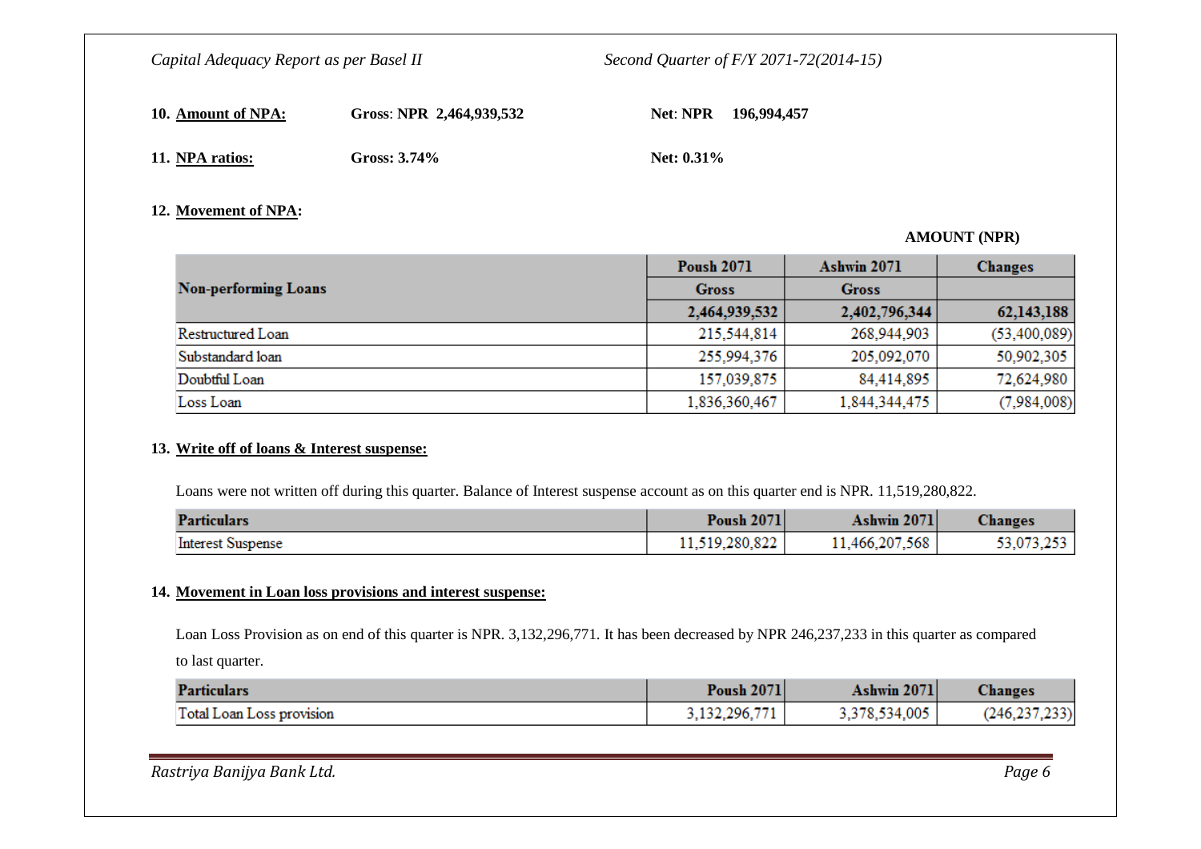**10. Amount of NPA:** **Gross: NPR 2,464,939,532** **Net: NPR 196,994,457**

**11. NPA ratios:** **Gross: 3.74%** **Net: 0.31%**

**12. Movement of NPA:**

**AMOUNT (NPR)**

| Non-performing Loans | Poush 2071 | Ashwin 2071 | Changes |
|---|---|---|---|
| | Gross | Gross | |
| | 2,464,939,532 | 2,402,796,344 | 62,143,188 |
| Restructured Loan | 215,544,814 | 268,944,903 | (53,400,089) |
| Substandard loan | 255,994,376 | 205,092,070 | 50,902,305 |
| Doubtful Loan | 157,039,875 | 84,414,895 | 72,624,980 |
| Loss Loan | 1,836,360,467 | 1,844,344,475 | (7,984,008) |

**13. Write off of loans & Interest suspense:**

Loans were not written off during this quarter. Balance of Interest suspense account as on this quarter end is NPR. 11,519,280,822.

| Particulars | Poush 2071 | Ashwin 2071 | Changes |
|---|---|---|---|
| Interest Suspense | 11,519,280,822 | 11,466,207,568 | 53,073,253 |

**14. Movement in Loan loss provisions and interest suspense:**

Loan Loss Provision as on end of this quarter is NPR. 3,132,296,771. It has been decreased by NPR 246,237,233 in this quarter as compared to last quarter.

| Particulars | Poush 2071 | Ashwin 2071 | Changes |
|---|---|---|---|
| Total Loan Loss provision | 3,132,296,771 | 3,378,534,005 | (246,237,233) |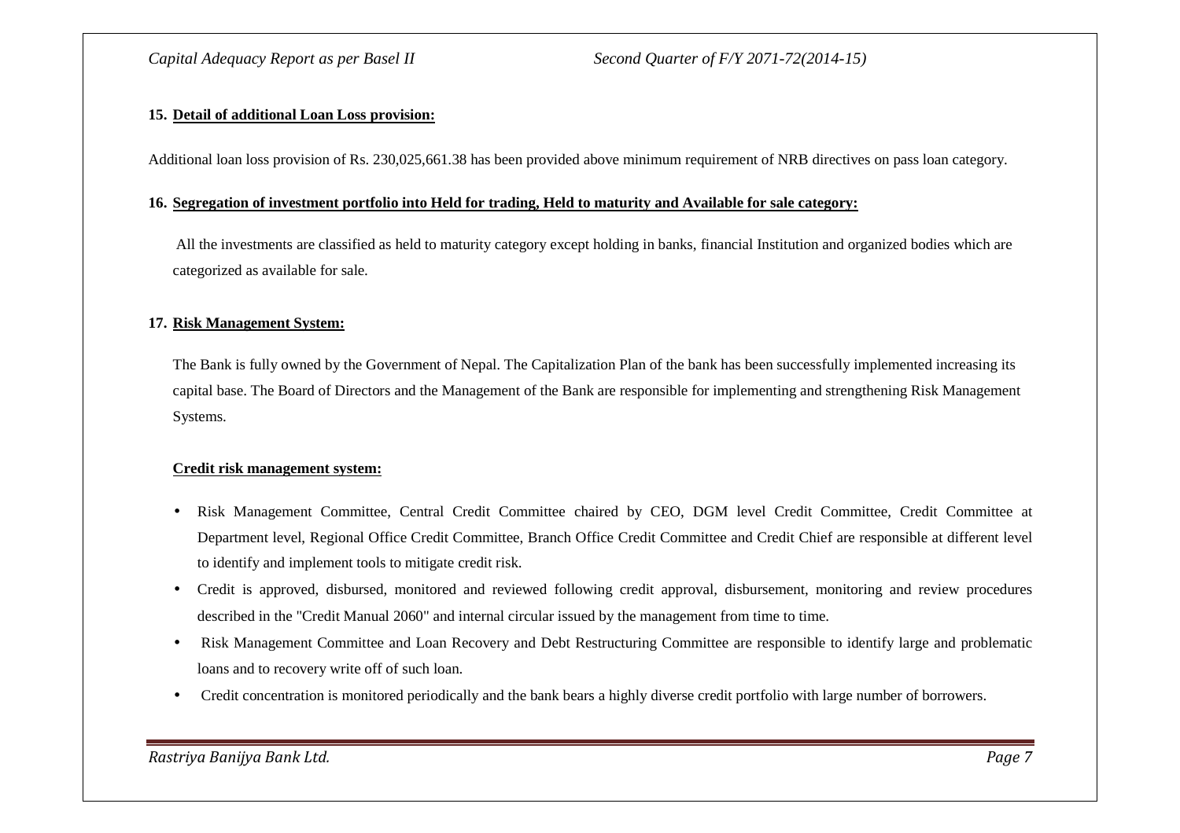**15. Detail of additional Loan Loss provision:**

Additional loan loss provision of Rs. 230,025,661.38 has been provided above minimum requirement of NRB directives on pass loan category.

**16. Segregation of investment portfolio into Held for trading, Held to maturity and Available for sale category:**

All the investments are classified as held to maturity category except holding in banks, financial Institution and organized bodies which are categorized as available for sale.

**17. Risk Management System:**

The Bank is fully owned by the Government of Nepal. The Capitalization Plan of the bank has been successfully implemented increasing its capital base. The Board of Directors and the Management of the Bank are responsible for implementing and strengthening Risk Management Systems.

**Credit risk management system:**

- Risk Management Committee, Central Credit Committee chaired by CEO, DGM level Credit Committee, Credit Committee at Department level, Regional Office Credit Committee, Branch Office Credit Committee and Credit Chief are responsible at different level to identify and implement tools to mitigate credit risk.
- Credit is approved, disbursed, monitored and reviewed following credit approval, disbursement, monitoring and review procedures described in the "Credit Manual 2060" and internal circular issued by the management from time to time.
- Risk Management Committee and Loan Recovery and Debt Restructuring Committee are responsible to identify large and problematic loans and to recovery write off of such loan.
- Credit concentration is monitored periodically and the bank bears a highly diverse credit portfolio with large number of borrowers.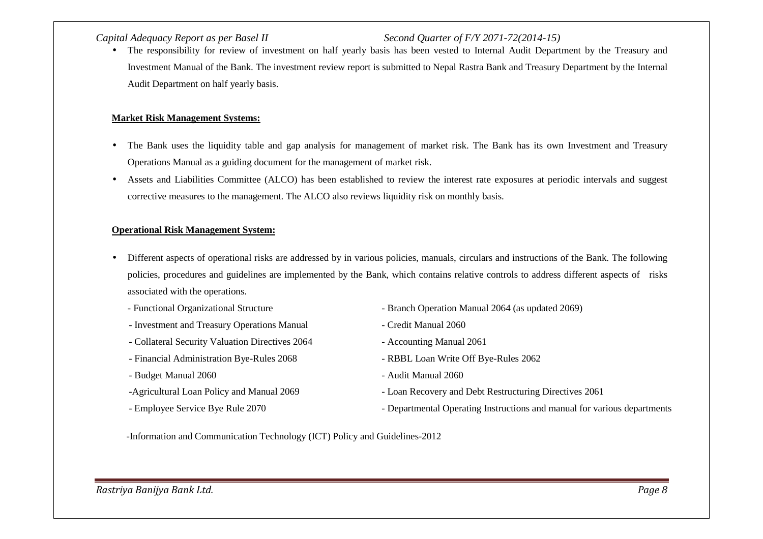- The responsibility for review of investment on half yearly basis has been vested to Internal Audit Department by the Treasury and Investment Manual of the Bank. The investment review report is submitted to Nepal Rastra Bank and Treasury Department by the Internal Audit Department on half yearly basis.

**Market Risk Management Systems:**

- The Bank uses the liquidity table and gap analysis for management of market risk. The Bank has its own Investment and Treasury Operations Manual as a guiding document for the management of market risk.
- Assets and Liabilities Committee (ALCO) has been established to review the interest rate exposures at periodic intervals and suggest corrective measures to the management. The ALCO also reviews liquidity risk on monthly basis.

**Operational Risk Management System:**

- Different aspects of operational risks are addressed by in various policies, manuals, circulars and instructions of the Bank. The following policies, procedures and guidelines are implemented by the Bank, which contains relative controls to address different aspects of risks associated with the operations.
  - Functional Organizational Structure
  - Branch Operation Manual 2064 (as updated 2069)
  - Investment and Treasury Operations Manual
  - Credit Manual 2060
  - Collateral Security Valuation Directives 2064
  - Accounting Manual 2061
  - Financial Administration Bye-Rules 2068
  - RBBL Loan Write Off Bye-Rules 2062
  - Budget Manual 2060
  - Audit Manual 2060
  - Agricultural Loan Policy and Manual 2069
  - Loan Recovery and Debt Restructuring Directives 2061
  - Employee Service Bye Rule 2070
  - Departmental Operating Instructions and manual for various departments
  - Information and Communication Technology (ICT) Policy and Guidelines-2012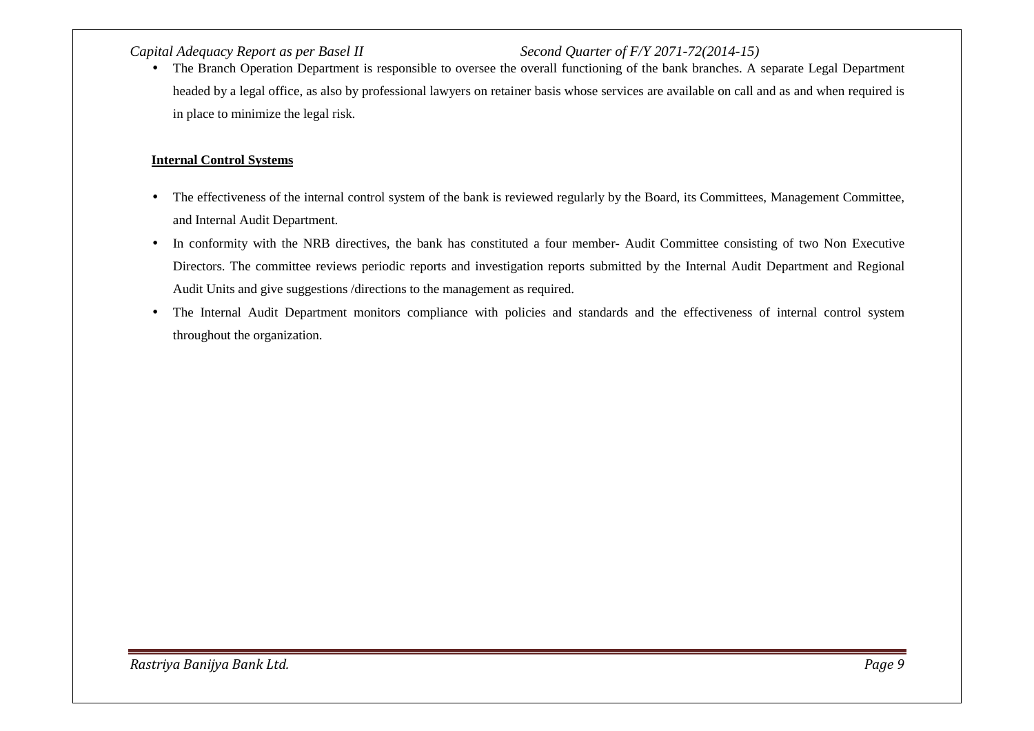- The Branch Operation Department is responsible to oversee the overall functioning of the bank branches. A separate Legal Department headed by a legal office, as also by professional lawyers on retainer basis whose services are available on call and as and when required is in place to minimize the legal risk.

**Internal Control Systems**

- The effectiveness of the internal control system of the bank is reviewed regularly by the Board, its Committees, Management Committee, and Internal Audit Department.
- In conformity with the NRB directives, the bank has constituted a four member- Audit Committee consisting of two Non Executive Directors. The committee reviews periodic reports and investigation reports submitted by the Internal Audit Department and Regional Audit Units and give suggestions /directions to the management as required.
- The Internal Audit Department monitors compliance with policies and standards and the effectiveness of internal control system throughout the organization.